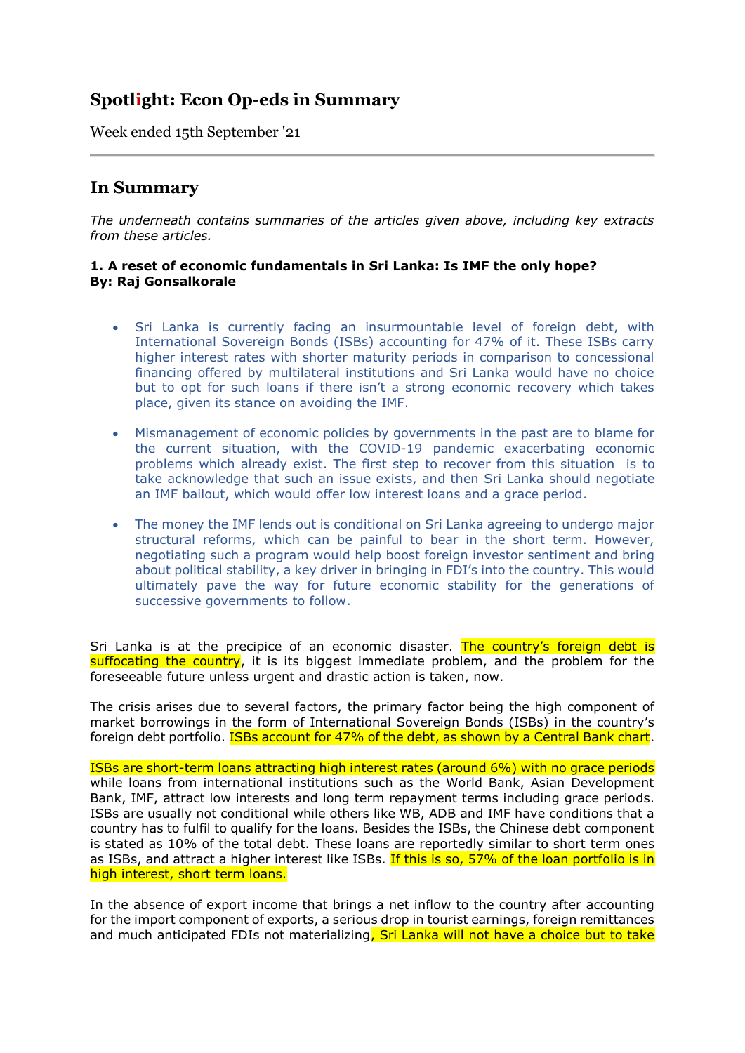# Spotlight: Econ Op-eds in Summary

Week ended 15th September '21

## In Summary

*The underneath contains summaries of the articles given above, including key extracts from these articles.*

**1. A reset of economic fundamentals in Sri Lanka: Is IMF the only hope?**
**By: Raj Gonsalkorale**

- Sri Lanka is currently facing an insurmountable level of foreign debt, with International Sovereign Bonds (ISBs) accounting for 47% of it. These ISBs carry higher interest rates with shorter maturity periods in comparison to concessional financing offered by multilateral institutions and Sri Lanka would have no choice but to opt for such loans if there isn't a strong economic recovery which takes place, given its stance on avoiding the IMF.

- Mismanagement of economic policies by governments in the past are to blame for the current situation, with the COVID-19 pandemic exacerbating economic problems which already exist. The first step to recover from this situation is to take acknowledge that such an issue exists, and then Sri Lanka should negotiate an IMF bailout, which would offer low interest loans and a grace period.

- The money the IMF lends out is conditional on Sri Lanka agreeing to undergo major structural reforms, which can be painful to bear in the short term. However, negotiating such a program would help boost foreign investor sentiment and bring about political stability, a key driver in bringing in FDI's into the country. This would ultimately pave the way for future economic stability for the generations of successive governments to follow.

Sri Lanka is at the precipice of an economic disaster. The country's foreign debt is suffocating the country, it is its biggest immediate problem, and the problem for the foreseeable future unless urgent and drastic action is taken, now.

The crisis arises due to several factors, the primary factor being the high component of market borrowings in the form of International Sovereign Bonds (ISBs) in the country's foreign debt portfolio. ISBs account for 47% of the debt, as shown by a Central Bank chart.

ISBs are short-term loans attracting high interest rates (around 6%) with no grace periods while loans from international institutions such as the World Bank, Asian Development Bank, IMF, attract low interests and long term repayment terms including grace periods. ISBs are usually not conditional while others like WB, ADB and IMF have conditions that a country has to fulfil to qualify for the loans. Besides the ISBs, the Chinese debt component is stated as 10% of the total debt. These loans are reportedly similar to short term ones as ISBs, and attract a higher interest like ISBs. If this is so, 57% of the loan portfolio is in high interest, short term loans.

In the absence of export income that brings a net inflow to the country after accounting for the import component of exports, a serious drop in tourist earnings, foreign remittances and much anticipated FDIs not materializing, Sri Lanka will not have a choice but to take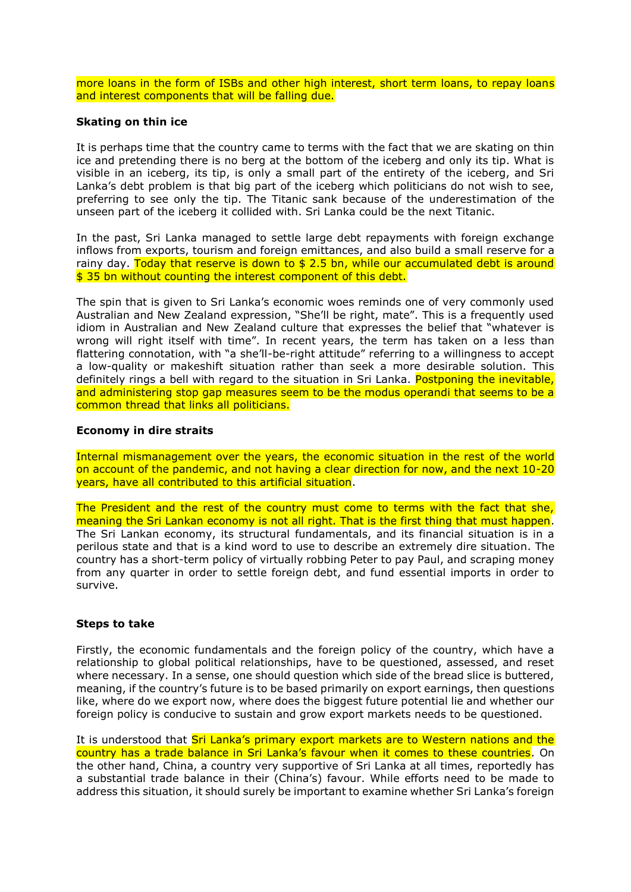more loans in the form of ISBs and other high interest, short term loans, to repay loans and interest components that will be falling due.

**Skating on thin ice**

It is perhaps time that the country came to terms with the fact that we are skating on thin ice and pretending there is no berg at the bottom of the iceberg and only its tip. What is visible in an iceberg, its tip, is only a small part of the entirety of the iceberg, and Sri Lanka's debt problem is that big part of the iceberg which politicians do not wish to see, preferring to see only the tip. The Titanic sank because of the underestimation of the unseen part of the iceberg it collided with. Sri Lanka could be the next Titanic.

In the past, Sri Lanka managed to settle large debt repayments with foreign exchange inflows from exports, tourism and foreign emittances, and also build a small reserve for a rainy day. Today that reserve is down to $ 2.5 bn, while our accumulated debt is around $ 35 bn without counting the interest component of this debt.

The spin that is given to Sri Lanka's economic woes reminds one of very commonly used Australian and New Zealand expression, "She'll be right, mate". This is a frequently used idiom in Australian and New Zealand culture that expresses the belief that "whatever is wrong will right itself with time". In recent years, the term has taken on a less than flattering connotation, with "a she'll-be-right attitude" referring to a willingness to accept a low-quality or makeshift situation rather than seek a more desirable solution. This definitely rings a bell with regard to the situation in Sri Lanka. Postponing the inevitable, and administering stop gap measures seem to be the modus operandi that seems to be a common thread that links all politicians.

**Economy in dire straits**

Internal mismanagement over the years, the economic situation in the rest of the world on account of the pandemic, and not having a clear direction for now, and the next 10-20 years, have all contributed to this artificial situation.

The President and the rest of the country must come to terms with the fact that she, meaning the Sri Lankan economy is not all right. That is the first thing that must happen. The Sri Lankan economy, its structural fundamentals, and its financial situation is in a perilous state and that is a kind word to use to describe an extremely dire situation. The country has a short-term policy of virtually robbing Peter to pay Paul, and scraping money from any quarter in order to settle foreign debt, and fund essential imports in order to survive.

**Steps to take**

Firstly, the economic fundamentals and the foreign policy of the country, which have a relationship to global political relationships, have to be questioned, assessed, and reset where necessary. In a sense, one should question which side of the bread slice is buttered, meaning, if the country's future is to be based primarily on export earnings, then questions like, where do we export now, where does the biggest future potential lie and whether our foreign policy is conducive to sustain and grow export markets needs to be questioned.

It is understood that Sri Lanka's primary export markets are to Western nations and the country has a trade balance in Sri Lanka's favour when it comes to these countries. On the other hand, China, a country very supportive of Sri Lanka at all times, reportedly has a substantial trade balance in their (China's) favour. While efforts need to be made to address this situation, it should surely be important to examine whether Sri Lanka's foreign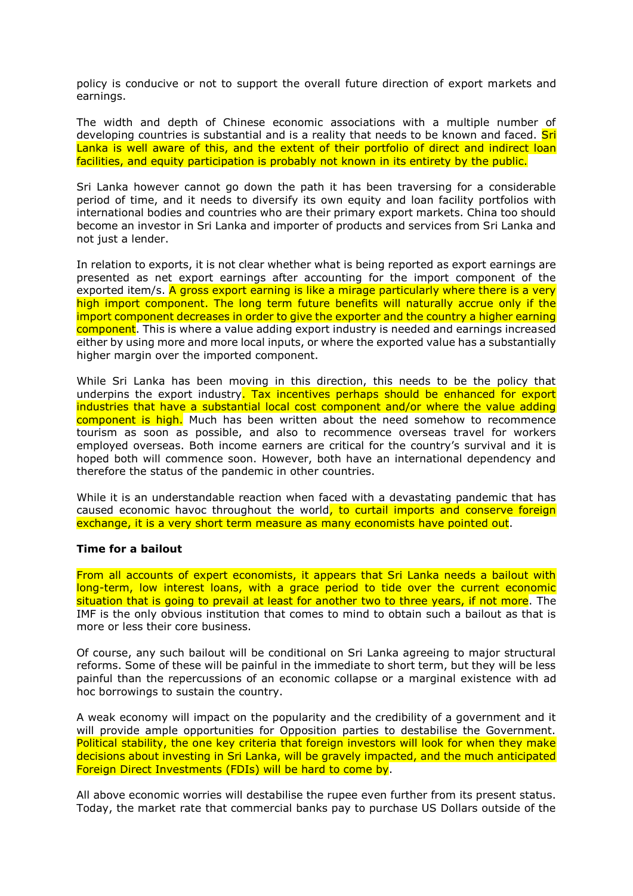policy is conducive or not to support the overall future direction of export markets and earnings.

The width and depth of Chinese economic associations with a multiple number of developing countries is substantial and is a reality that needs to be known and faced. Sri Lanka is well aware of this, and the extent of their portfolio of direct and indirect loan facilities, and equity participation is probably not known in its entirety by the public.

Sri Lanka however cannot go down the path it has been traversing for a considerable period of time, and it needs to diversify its own equity and loan facility portfolios with international bodies and countries who are their primary export markets. China too should become an investor in Sri Lanka and importer of products and services from Sri Lanka and not just a lender.

In relation to exports, it is not clear whether what is being reported as export earnings are presented as net export earnings after accounting for the import component of the exported item/s. A gross export earning is like a mirage particularly where there is a very high import component. The long term future benefits will naturally accrue only if the import component decreases in order to give the exporter and the country a higher earning component. This is where a value adding export industry is needed and earnings increased either by using more and more local inputs, or where the exported value has a substantially higher margin over the imported component.

While Sri Lanka has been moving in this direction, this needs to be the policy that underpins the export industry. Tax incentives perhaps should be enhanced for export industries that have a substantial local cost component and/or where the value adding component is high. Much has been written about the need somehow to recommence tourism as soon as possible, and also to recommence overseas travel for workers employed overseas. Both income earners are critical for the country's survival and it is hoped both will commence soon. However, both have an international dependency and therefore the status of the pandemic in other countries.

While it is an understandable reaction when faced with a devastating pandemic that has caused economic havoc throughout the world, to curtail imports and conserve foreign exchange, it is a very short term measure as many economists have pointed out.

**Time for a bailout**

From all accounts of expert economists, it appears that Sri Lanka needs a bailout with long-term, low interest loans, with a grace period to tide over the current economic situation that is going to prevail at least for another two to three years, if not more. The IMF is the only obvious institution that comes to mind to obtain such a bailout as that is more or less their core business.

Of course, any such bailout will be conditional on Sri Lanka agreeing to major structural reforms. Some of these will be painful in the immediate to short term, but they will be less painful than the repercussions of an economic collapse or a marginal existence with ad hoc borrowings to sustain the country.

A weak economy will impact on the popularity and the credibility of a government and it will provide ample opportunities for Opposition parties to destabilise the Government. Political stability, the one key criteria that foreign investors will look for when they make decisions about investing in Sri Lanka, will be gravely impacted, and the much anticipated Foreign Direct Investments (FDIs) will be hard to come by.

All above economic worries will destabilise the rupee even further from its present status. Today, the market rate that commercial banks pay to purchase US Dollars outside of the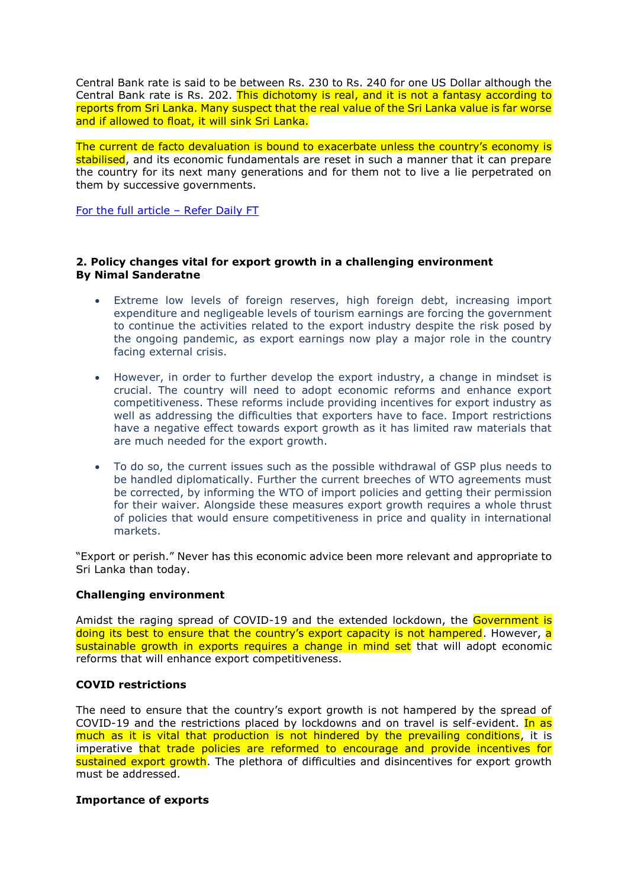Central Bank rate is said to be between Rs. 230 to Rs. 240 for one US Dollar although the Central Bank rate is Rs. 202. This dichotomy is real, and it is not a fantasy according to reports from Sri Lanka. Many suspect that the real value of the Sri Lanka value is far worse and if allowed to float, it will sink Sri Lanka.

The current de facto devaluation is bound to exacerbate unless the country's economy is stabilised, and its economic fundamentals are reset in such a manner that it can prepare the country for its next many generations and for them not to live a lie perpetrated on them by successive governments.

[For the full article – Refer Daily FT]

### 2. Policy changes vital for export growth in a challenging environment
**By Nimal Sanderatne**

- Extreme low levels of foreign reserves, high foreign debt, increasing import expenditure and negligeable levels of tourism earnings are forcing the government to continue the activities related to the export industry despite the risk posed by the ongoing pandemic, as export earnings now play a major role in the country facing external crisis.

- However, in order to further develop the export industry, a change in mindset is crucial. The country will need to adopt economic reforms and enhance export competitiveness. These reforms include providing incentives for export industry as well as addressing the difficulties that exporters have to face. Import restrictions have a negative effect towards export growth as it has limited raw materials that are much needed for the export growth.

- To do so, the current issues such as the possible withdrawal of GSP plus needs to be handled diplomatically. Further the current breeches of WTO agreements must be corrected, by informing the WTO of import policies and getting their permission for their waiver. Alongside these measures export growth requires a whole thrust of policies that would ensure competitiveness in price and quality in international markets.

"Export or perish." Never has this economic advice been more relevant and appropriate to Sri Lanka than today.

**Challenging environment**

Amidst the raging spread of COVID-19 and the extended lockdown, the Government is doing its best to ensure that the country's export capacity is not hampered. However, a sustainable growth in exports requires a change in mind set that will adopt economic reforms that will enhance export competitiveness.

**COVID restrictions**

The need to ensure that the country's export growth is not hampered by the spread of COVID-19 and the restrictions placed by lockdowns and on travel is self-evident. In as much as it is vital that production is not hindered by the prevailing conditions, it is imperative that trade policies are reformed to encourage and provide incentives for sustained export growth. The plethora of difficulties and disincentives for export growth must be addressed.

**Importance of exports**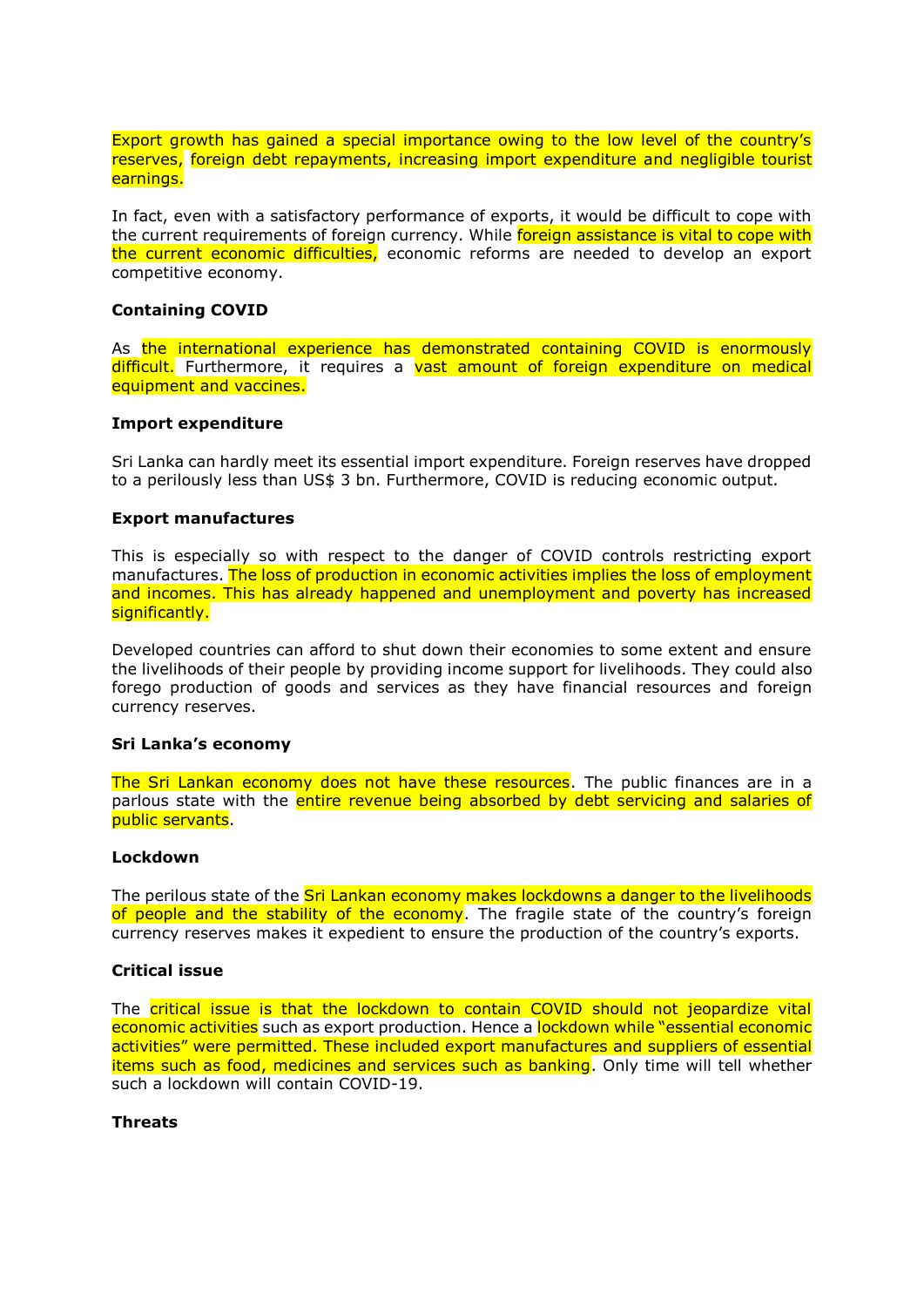Export growth has gained a special importance owing to the low level of the country's reserves, foreign debt repayments, increasing import expenditure and negligible tourist earnings.

In fact, even with a satisfactory performance of exports, it would be difficult to cope with the current requirements of foreign currency. While foreign assistance is vital to cope with the current economic difficulties, economic reforms are needed to develop an export competitive economy.

**Containing COVID**

As the international experience has demonstrated containing COVID is enormously difficult. Furthermore, it requires a vast amount of foreign expenditure on medical equipment and vaccines.

**Import expenditure**

Sri Lanka can hardly meet its essential import expenditure. Foreign reserves have dropped to a perilously less than US$ 3 bn. Furthermore, COVID is reducing economic output.

**Export manufactures**

This is especially so with respect to the danger of COVID controls restricting export manufactures. The loss of production in economic activities implies the loss of employment and incomes. This has already happened and unemployment and poverty has increased significantly.

Developed countries can afford to shut down their economies to some extent and ensure the livelihoods of their people by providing income support for livelihoods. They could also forego production of goods and services as they have financial resources and foreign currency reserves.

**Sri Lanka's economy**

The Sri Lankan economy does not have these resources. The public finances are in a parlous state with the entire revenue being absorbed by debt servicing and salaries of public servants.

**Lockdown**

The perilous state of the Sri Lankan economy makes lockdowns a danger to the livelihoods of people and the stability of the economy. The fragile state of the country's foreign currency reserves makes it expedient to ensure the production of the country's exports.

**Critical issue**

The critical issue is that the lockdown to contain COVID should not jeopardize vital economic activities such as export production. Hence a lockdown while "essential economic activities" were permitted. These included export manufactures and suppliers of essential items such as food, medicines and services such as banking. Only time will tell whether such a lockdown will contain COVID-19.

**Threats**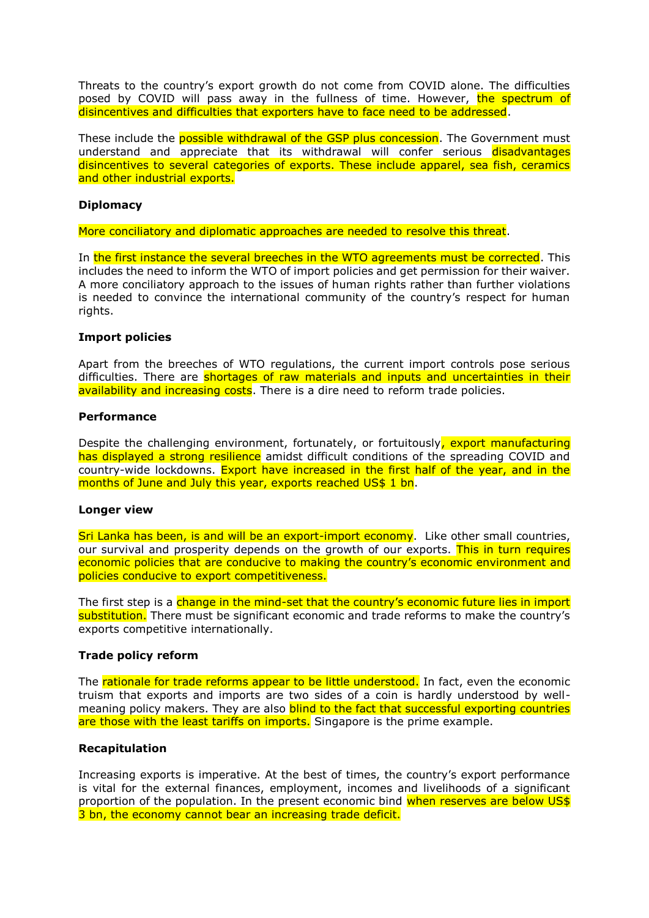Threats to the country's export growth do not come from COVID alone. The difficulties posed by COVID will pass away in the fullness of time. However, the spectrum of disincentives and difficulties that exporters have to face need to be addressed.

These include the possible withdrawal of the GSP plus concession. The Government must understand and appreciate that its withdrawal will confer serious disadvantages disincentives to several categories of exports. These include apparel, sea fish, ceramics and other industrial exports.

**Diplomacy**

More conciliatory and diplomatic approaches are needed to resolve this threat.

In the first instance the several breeches in the WTO agreements must be corrected. This includes the need to inform the WTO of import policies and get permission for their waiver. A more conciliatory approach to the issues of human rights rather than further violations is needed to convince the international community of the country's respect for human rights.

**Import policies**

Apart from the breeches of WTO regulations, the current import controls pose serious difficulties. There are shortages of raw materials and inputs and uncertainties in their availability and increasing costs. There is a dire need to reform trade policies.

**Performance**

Despite the challenging environment, fortunately, or fortuitously, export manufacturing has displayed a strong resilience amidst difficult conditions of the spreading COVID and country-wide lockdowns. Export have increased in the first half of the year, and in the months of June and July this year, exports reached US$ 1 bn.

**Longer view**

Sri Lanka has been, is and will be an export-import economy. Like other small countries, our survival and prosperity depends on the growth of our exports. This in turn requires economic policies that are conducive to making the country's economic environment and policies conducive to export competitiveness.

The first step is a change in the mind-set that the country's economic future lies in import substitution. There must be significant economic and trade reforms to make the country's exports competitive internationally.

**Trade policy reform**

The rationale for trade reforms appear to be little understood. In fact, even the economic truism that exports and imports are two sides of a coin is hardly understood by well-meaning policy makers. They are also blind to the fact that successful exporting countries are those with the least tariffs on imports. Singapore is the prime example.

**Recapitulation**

Increasing exports is imperative. At the best of times, the country's export performance is vital for the external finances, employment, incomes and livelihoods of a significant proportion of the population. In the present economic bind when reserves are below US$ 3 bn, the economy cannot bear an increasing trade deficit.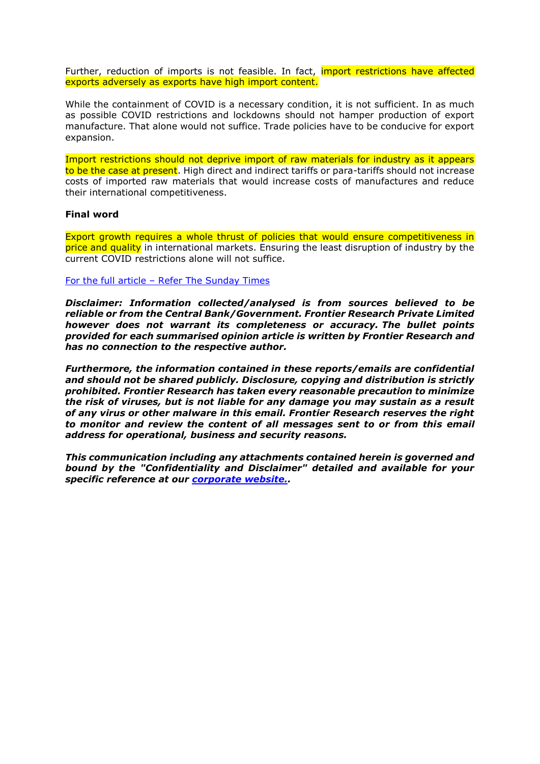Further, reduction of imports is not feasible. In fact, import restrictions have affected exports adversely as exports have high import content.

While the containment of COVID is a necessary condition, it is not sufficient. In as much as possible COVID restrictions and lockdowns should not hamper production of export manufacture. That alone would not suffice. Trade policies have to be conducive for export expansion.

Import restrictions should not deprive import of raw materials for industry as it appears to be the case at present. High direct and indirect tariffs or para-tariffs should not increase costs of imported raw materials that would increase costs of manufactures and reduce their international competitiveness.

**Final word**

Export growth requires a whole thrust of policies that would ensure competitiveness in price and quality in international markets. Ensuring the least disruption of industry by the current COVID restrictions alone will not suffice.

For the full article – Refer The Sunday Times

***Disclaimer: Information collected/analysed is from sources believed to be reliable or from the Central Bank/Government. Frontier Research Private Limited however does not warrant its completeness or accuracy. The bullet points provided for each summarised opinion article is written by Frontier Research and has no connection to the respective author.***

***Furthermore, the information contained in these reports/emails are confidential and should not be shared publicly. Disclosure, copying and distribution is strictly prohibited. Frontier Research has taken every reasonable precaution to minimize the risk of viruses, but is not liable for any damage you may sustain as a result of any virus or other malware in this email. Frontier Research reserves the right to monitor and review the content of all messages sent to or from this email address for operational, business and security reasons.***

***This communication including any attachments contained herein is governed and bound by the "Confidentiality and Disclaimer" detailed and available for your specific reference at our corporate website..***